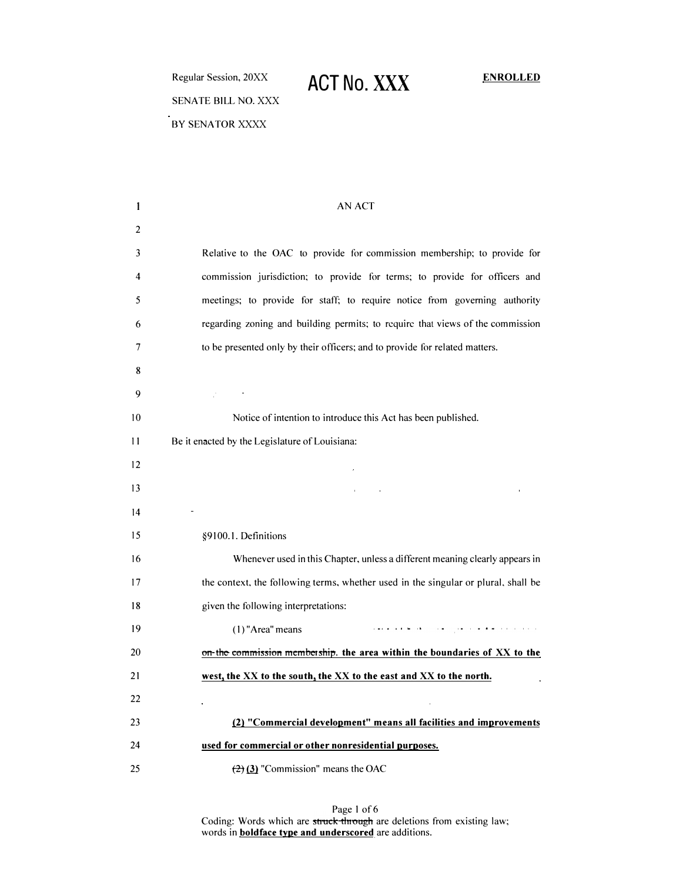Regular Session, 20XX

SENATE BILL NO. XXX

BY SENATOR XXXX

# ACT No. XXX

**ENROLLED**

AN ACT

Relative to the OAC to provide for commission membership; to provide for commission jurisdiction; to provide for terms; to provide for officers and meetings; to provide for staff; to require notice from governing authority regarding zoning and building permits; to require that views of the commission to be presented only by their officers; and to provide for related matters.

Notice of intention to introduce this Act has been published.

Be it enacted by the Legislature of Louisiana:

§9100.1. Definitions

Whenever used in this Chapter, unless a different meaning clearly appears in the context, the following terms, whether used in the singular or plural, shall be given the following interpretations:

(1) "Area" means ~~on the commission membership.~~ **<u>the area within the boundaries of XX to the west, the XX to the south, the XX to the east and XX to the north.</u>**

**<u>(2) "Commercial development" means all facilities and improvements used for commercial or other nonresidential purposes.</u>**

~~(2)~~ **<u>(3)</u>** "Commission" means the OAC

Coding: Words which are ~~struck through~~ are deletions from existing law; words in **<u>boldface type and underscored</u>** are additions.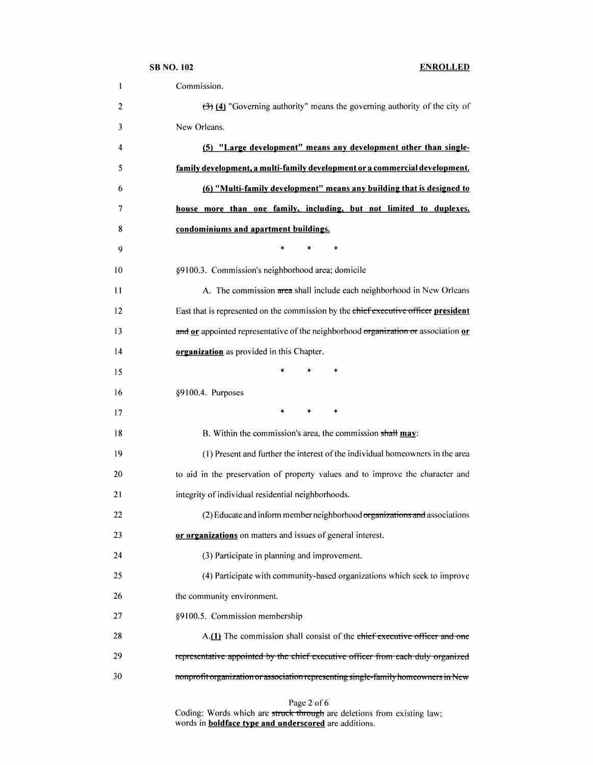Commission.

~~(3)~~ **(4)** "Governing authority" means the governing authority of the city of New Orleans.

**(5) "Large development" means any development other than single-family development, a multi-family development or a commercial development.**

**(6) "Multi-family development" means any building that is designed to house more than one family, including, but not limited to duplexes, condominiums and apartment buildings.**

\* \* \*

§9100.3. Commission's neighborhood area; domicile

A. The commission ~~area~~ shall include each neighborhood in New Orleans East that is represented on the commission by the ~~chief executive officer~~ **president** ~~and~~ **or** appointed representative of the neighborhood ~~organization or~~ association **or organization** as provided in this Chapter.

\* \* \*

§9100.4. Purposes

\* \* \*

B. Within the commission's area, the commission ~~shall~~ **may**:

(1) Present and further the interest of the individual homeowners in the area to aid in the preservation of property values and to improve the character and integrity of individual residential neighborhoods.

(2) Educate and inform member neighborhood ~~organizations and~~ associations **or organizations** on matters and issues of general interest.

(3) Participate in planning and improvement.

(4) Participate with community-based organizations which seek to improve the community environment.

§9100.5. Commission membership

A.**(1)** The commission shall consist of the ~~chief executive officer and one representative appointed by the chief executive officer from each duly organized nonprofit organization or association representing single-family homeowners in New~~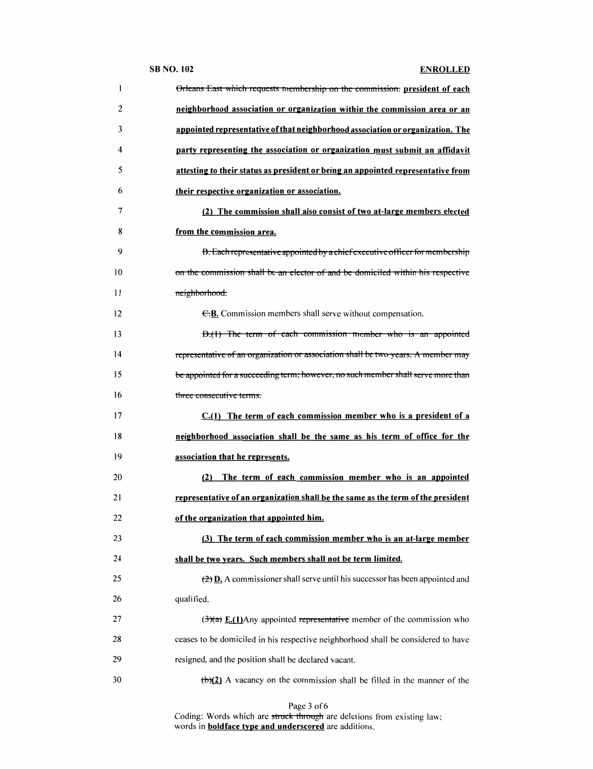~~Orleans East which requests membership on the commission.~~ **president of each neighborhood association or organization within the commission area or an appointed representative of that neighborhood association or organization. The party representing the association or organization must submit an affidavit attesting to their status as president or being an appointed representative from their respective organization or association.**

**(2) The commission shall also consist of two at-large members elected from the commission area.**

~~B. Each representative appointed by a chief executive officer for membership on the commission shall be an elector of and be domiciled within his respective neighborhood.~~

~~C.~~**B.** Commission members shall serve without compensation.

~~D.(1) The term of each commission member who is an appointed representative of an organization or association shall be two years. A member may be appointed for a succeeding term; however, no such member shall serve more than three consecutive terms.~~

**C.(1) The term of each commission member who is a president of a neighborhood association shall be the same as his term of office for the association that he represents.**

**(2) The term of each commission member who is an appointed representative of an organization shall be the same as the term of the president of the organization that appointed him.**

**(3) The term of each commission member who is an at-large member shall be two years. Such members shall not be term limited.**

~~(2)~~ **D.** A commissioner shall serve until his successor has been appointed and qualified.

~~(3)(a)~~ **E.(1)**Any appointed ~~representative~~ member of the commission who ceases to be domiciled in his respective neighborhood shall be considered to have resigned, and the position shall be declared vacant.

~~(b)~~**(2)** A vacancy on the commission shall be filled in the manner of the

Coding: Words which are ~~struck through~~ are deletions from existing law; words in **boldface type and underscored** are additions.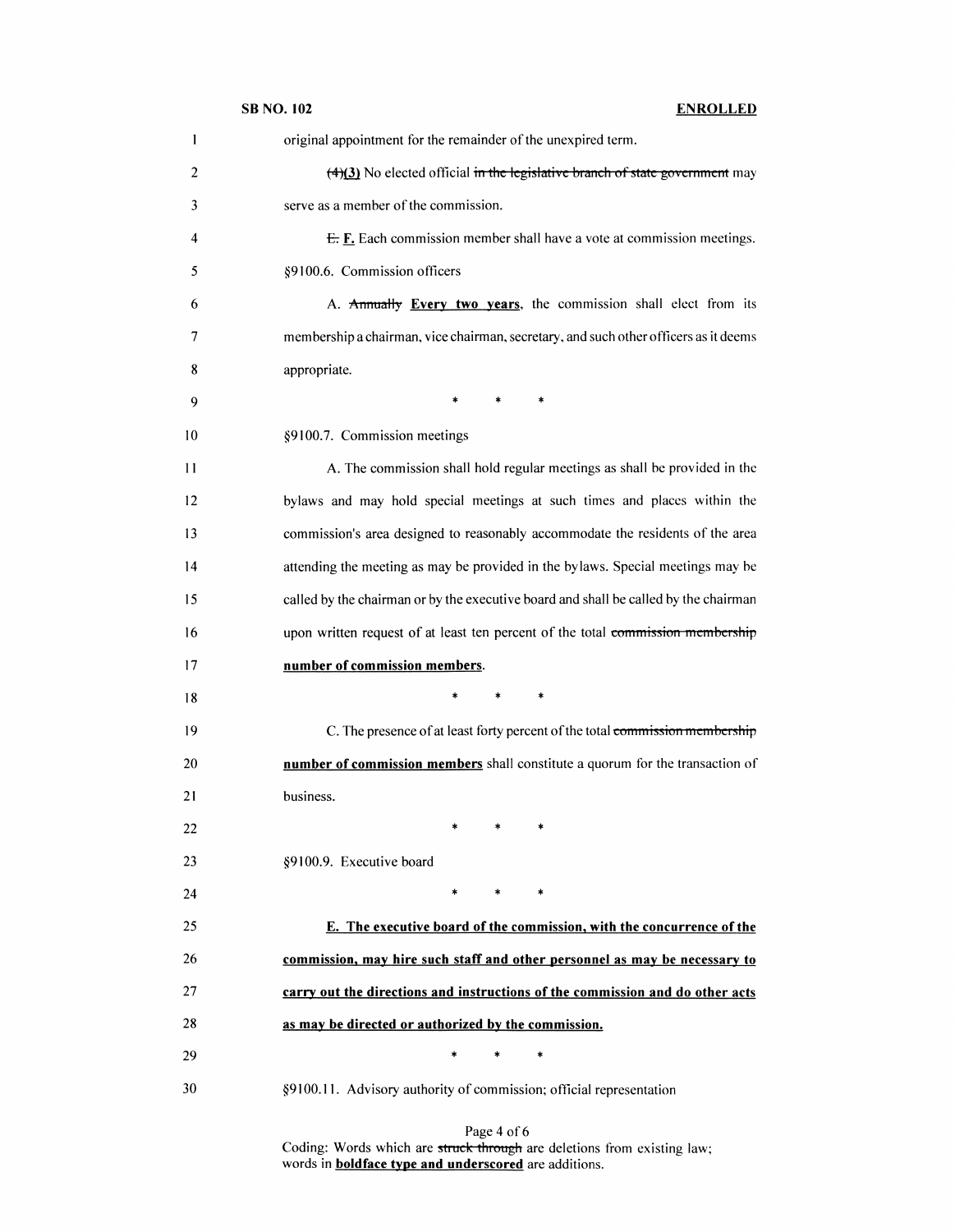original appointment for the remainder of the unexpired term.

~~(4)~~**(3)** No elected official ~~in the legislative branch of state government~~ may serve as a member of the commission.

~~E.~~ **F.** Each commission member shall have a vote at commission meetings.

§9100.6. Commission officers

A. ~~Annually~~ **Every two years**, the commission shall elect from its membership a chairman, vice chairman, secretary, and such other officers as it deems appropriate.

\* \* \*

§9100.7. Commission meetings

A. The commission shall hold regular meetings as shall be provided in the bylaws and may hold special meetings at such times and places within the commission's area designed to reasonably accommodate the residents of the area attending the meeting as may be provided in the bylaws. Special meetings may be called by the chairman or by the executive board and shall be called by the chairman upon written request of at least ten percent of the total ~~commission membership~~ **number of commission members**.

\* \* \*

C. The presence of at least forty percent of the total ~~commission membership~~ **number of commission members** shall constitute a quorum for the transaction of business.

\* \* \*

§9100.9. Executive board

\* \* \*

**E. The executive board of the commission, with the concurrence of the commission, may hire such staff and other personnel as may be necessary to carry out the directions and instructions of the commission and do other acts as may be directed or authorized by the commission.**

\* \* \*

§9100.11. Advisory authority of commission; official representation

Coding: Words which are ~~struck through~~ are deletions from existing law; words in **boldface type and underscored** are additions.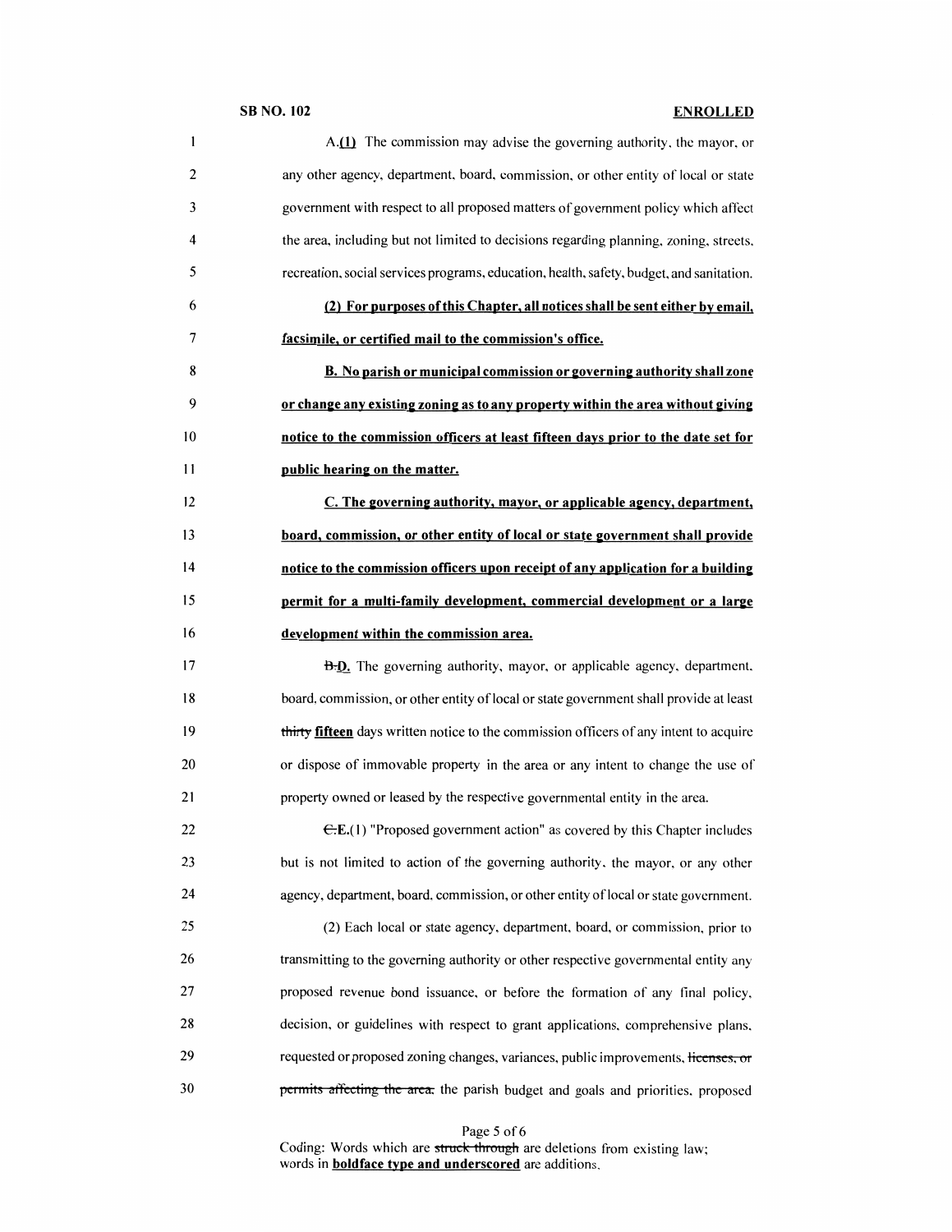A.**(1)** The commission may advise the governing authority, the mayor, or any other agency, department, board, commission, or other entity of local or state government with respect to all proposed matters of government policy which affect the area, including but not limited to decisions regarding planning, zoning, streets, recreation, social services programs, education, health, safety, budget, and sanitation.

**(2) For purposes of this Chapter, all notices shall be sent either by email, facsimile, or certified mail to the commission's office.**

**B. No parish or municipal commission or governing authority shall zone or change any existing zoning as to any property within the area without giving notice to the commission officers at least fifteen days prior to the date set for public hearing on the matter.**

**C. The governing authority, mayor, or applicable agency, department, board, commission, or other entity of local or state government shall provide notice to the commission officers upon receipt of any application for a building permit for a multi-family development, commercial development or a large development within the commission area.**

~~B.~~**D.** The governing authority, mayor, or applicable agency, department, board, commission, or other entity of local or state government shall provide at least ~~thirty~~ **fifteen** days written notice to the commission officers of any intent to acquire or dispose of immovable property in the area or any intent to change the use of property owned or leased by the respective governmental entity in the area.

~~C.~~**E.**(1) "Proposed government action" as covered by this Chapter includes but is not limited to action of the governing authority, the mayor, or any other agency, department, board, commission, or other entity of local or state government.

(2) Each local or state agency, department, board, or commission, prior to transmitting to the governing authority or other respective governmental entity any proposed revenue bond issuance, or before the formation of any final policy, decision, or guidelines with respect to grant applications, comprehensive plans, requested or proposed zoning changes, variances, public improvements, ~~licenses, or permits affecting the area,~~ the parish budget and goals and priorities, proposed

Coding: Words which are ~~struck through~~ are deletions from existing law; words in **boldface type and underscored** are additions.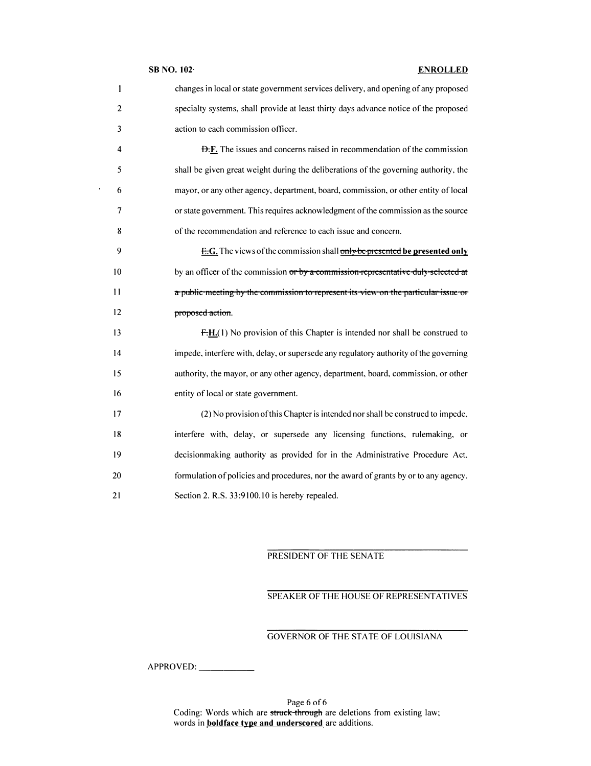changes in local or state government services delivery, and opening of any proposed specialty systems, shall provide at least thirty days advance notice of the proposed action to each commission officer.

~~D.~~**F.** The issues and concerns raised in recommendation of the commission shall be given great weight during the deliberations of the governing authority, the mayor, or any other agency, department, board, commission, or other entity of local or state government. This requires acknowledgment of the commission as the source of the recommendation and reference to each issue and concern.

~~E.~~**G.** The views of the commission shall ~~only be presented~~ **be presented only** by an officer of the commission ~~or by a commission representative duly selected at a public meeting by the commission to represent its view on the particular issue or proposed action~~.

~~F.~~**H.**(1) No provision of this Chapter is intended nor shall be construed to impede, interfere with, delay, or supersede any regulatory authority of the governing authority, the mayor, or any other agency, department, board, commission, or other entity of local or state government.

(2) No provision of this Chapter is intended nor shall be construed to impede, interfere with, delay, or supersede any licensing functions, rulemaking, or decisionmaking authority as provided for in the Administrative Procedure Act, formulation of policies and procedures, nor the award of grants by or to any agency.

Section 2. R.S. 33:9100.10 is hereby repealed.

PRESIDENT OF THE SENATE

SPEAKER OF THE HOUSE OF REPRESENTATIVES

GOVERNOR OF THE STATE OF LOUISIANA

APPROVED: ____________

Coding: Words which are ~~struck through~~ are deletions from existing law; words in **boldface type and underscored** are additions.